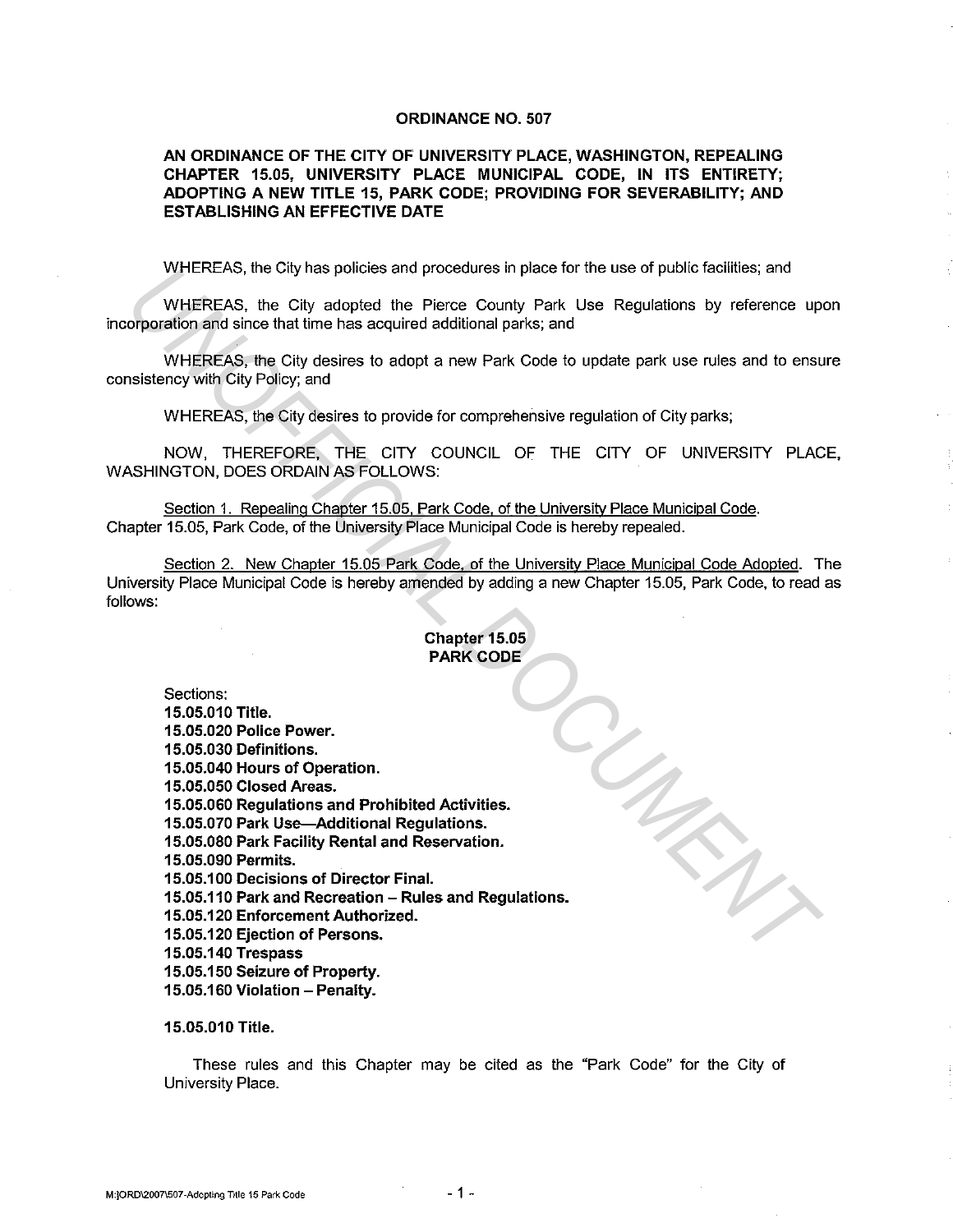## ORDINANCE NO. 507

**AN ORDINANCE OF THE CITY OF UNIVERSITY PLACE, WASHINGTON, REPEALING CHAPTER 15.05, UNIVERSITY PLACE MUNICIPAL CODE, IN ITS ENTIRETY; ADOPTING A NEW TITLE 15, PARK CODE; PROVIDING FOR SEVERABILITY; AND ESTABLISHING AN EFFECTIVE DATE**

WHEREAS, the City has policies and procedures in place for the use of public facilities; and

WHEREAS, the City adopted the Pierce County Park Use Regulations by reference upon incorporation and since that time has acquired additional parks; and

WHEREAS, the City desires to adopt a new Park Code to update park use rules and to ensure consistency with City Policy; and

WHEREAS, the City desires to provide for comprehensive regulation of City parks;

NOW, THEREFORE, THE CITY COUNCIL OF THE CITY OF UNIVERSITY PLACE, WASHINGTON, DOES ORDAIN AS FOLLOWS:

Section 1. Repealing Chapter 15.05, Park Code, of the University Place Municipal Code. Chapter 15.05, Park Code, of the University Place Municipal Code is hereby repealed.

Section 2. New Chapter 15.05 Park Code, of the University Place Municipal Code Adopted. The University Place Municipal Code is hereby amended by adding a new Chapter 15.05, Park Code, to read as follows:

### Chapter 15.05
### PARK CODE

Sections:
**15.05.010 Title.**
**15.05.020 Police Power.**
**15.05.030 Definitions.**
**15.05.040 Hours of Operation.**
**15.05.050 Closed Areas.**
**15.05.060 Regulations and Prohibited Activities.**
**15.05.070 Park Use—Additional Regulations.**
**15.05.080 Park Facility Rental and Reservation.**
**15.05.090 Permits.**
**15.05.100 Decisions of Director Final.**
**15.05.110 Park and Recreation – Rules and Regulations.**
**15.05.120 Enforcement Authorized.**
**15.05.120 Ejection of Persons.**
**15.05.140 Trespass**
**15.05.150 Seizure of Property.**
**15.05.160 Violation – Penalty.**

**15.05.010 Title.**

These rules and this Chapter may be cited as the "Park Code" for the City of University Place.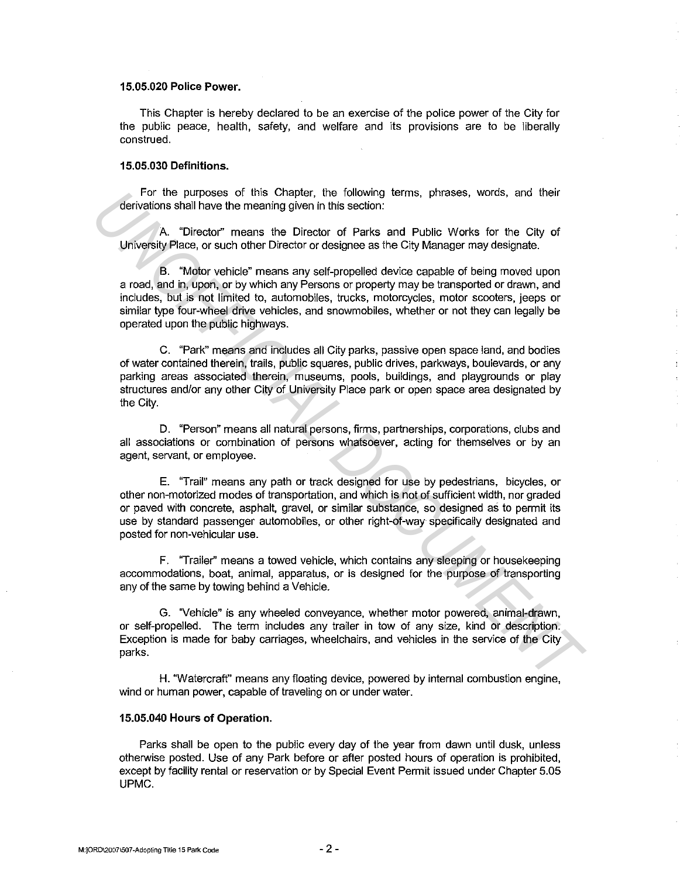**15.05.020 Police Power.**

This Chapter is hereby declared to be an exercise of the police power of the City for the public peace, health, safety, and welfare and its provisions are to be liberally construed.

**15.05.030 Definitions.**

For the purposes of this Chapter, the following terms, phrases, words, and their derivations shall have the meaning given in this section:

A. "Director" means the Director of Parks and Public Works for the City of University Place, or such other Director or designee as the City Manager may designate.

B. "Motor vehicle" means any self-propelled device capable of being moved upon a road, and in, upon, or by which any Persons or property may be transported or drawn, and includes, but is not limited to, automobiles, trucks, motorcycles, motor scooters, jeeps or similar type four-wheel drive vehicles, and snowmobiles, whether or not they can legally be operated upon the public highways.

C. "Park" means and includes all City parks, passive open space land, and bodies of water contained therein, trails, public squares, public drives, parkways, boulevards, or any parking areas associated therein, museums, pools, buildings, and playgrounds or play structures and/or any other City of University Place park or open space area designated by the City.

D. "Person" means all natural persons, firms, partnerships, corporations, clubs and all associations or combination of persons whatsoever, acting for themselves or by an agent, servant, or employee.

E. "Trail" means any path or track designed for use by pedestrians, bicycles, or other non-motorized modes of transportation, and which is not of sufficient width, nor graded or paved with concrete, asphalt, gravel, or similar substance, so designed as to permit its use by standard passenger automobiles, or other right-of-way specifically designated and posted for non-vehicular use.

F. "Trailer" means a towed vehicle, which contains any sleeping or housekeeping accommodations, boat, animal, apparatus, or is designed for the purpose of transporting any of the same by towing behind a Vehicle.

G. "Vehicle" is any wheeled conveyance, whether motor powered, animal-drawn, or self-propelled. The term includes any trailer in tow of any size, kind or description. Exception is made for baby carriages, wheelchairs, and vehicles in the service of the City parks.

H. "Watercraft" means any floating device, powered by internal combustion engine, wind or human power, capable of traveling on or under water.

**15.05.040 Hours of Operation.**

Parks shall be open to the public every day of the year from dawn until dusk, unless otherwise posted. Use of any Park before or after posted hours of operation is prohibited, except by facility rental or reservation or by Special Event Permit issued under Chapter 5.05 UPMC.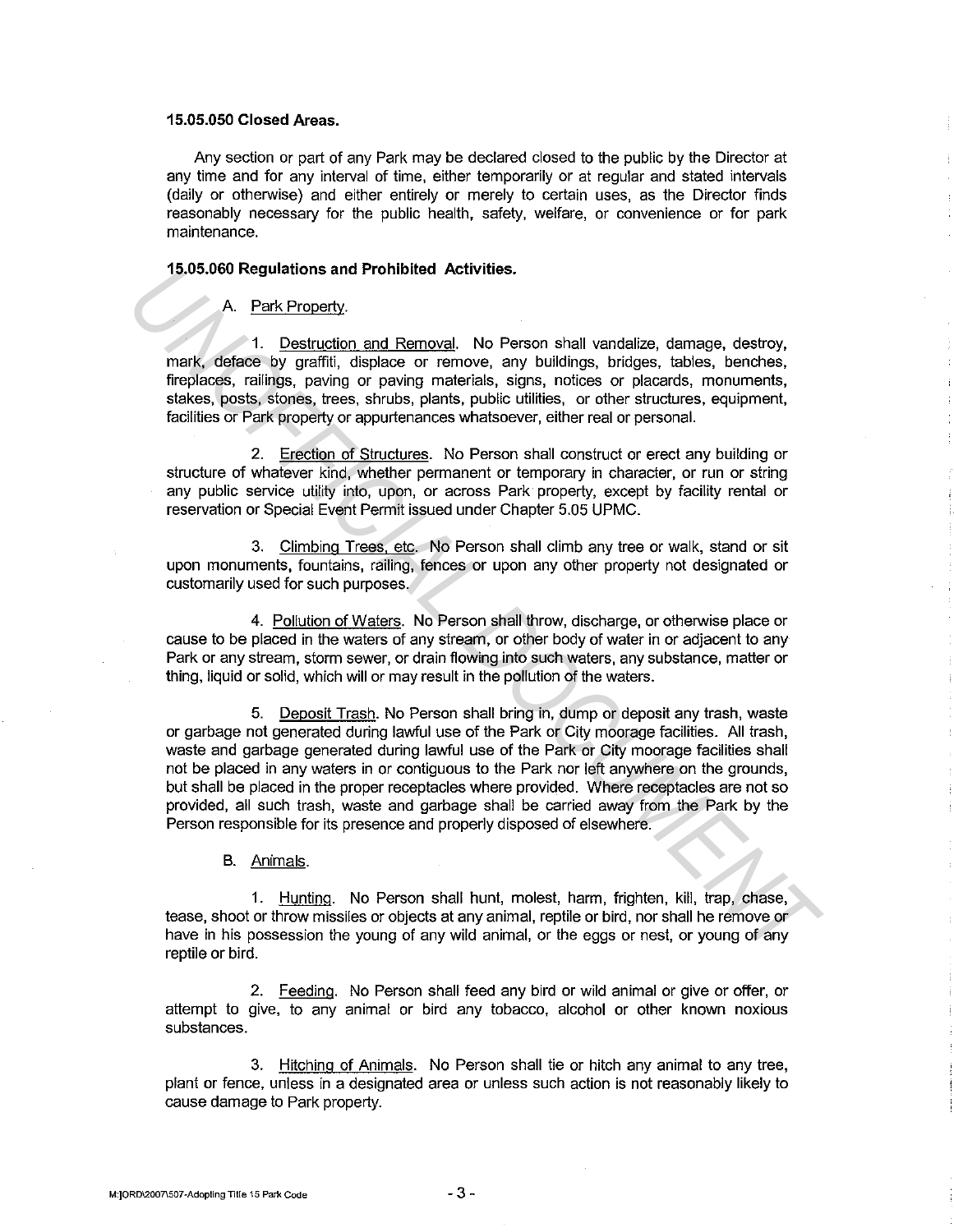**15.05.050 Closed Areas.**

Any section or part of any Park may be declared closed to the public by the Director at any time and for any interval of time, either temporarily or at regular and stated intervals (daily or otherwise) and either entirely or merely to certain uses, as the Director finds reasonably necessary for the public health, safety, welfare, or convenience or for park maintenance.

**15.05.060 Regulations and Prohibited Activities.**

A. Park Property.

1. Destruction and Removal. No Person shall vandalize, damage, destroy, mark, deface by graffiti, displace or remove, any buildings, bridges, tables, benches, fireplaces, railings, paving or paving materials, signs, notices or placards, monuments, stakes, posts, stones, trees, shrubs, plants, public utilities, or other structures, equipment, facilities or Park property or appurtenances whatsoever, either real or personal.

2. Erection of Structures. No Person shall construct or erect any building or structure of whatever kind, whether permanent or temporary in character, or run or string any public service utility into, upon, or across Park property, except by facility rental or reservation or Special Event Permit issued under Chapter 5.05 UPMC.

3. Climbing Trees, etc. No Person shall climb any tree or walk, stand or sit upon monuments, fountains, railing, fences or upon any other property not designated or customarily used for such purposes.

4. Pollution of Waters. No Person shall throw, discharge, or otherwise place or cause to be placed in the waters of any stream, or other body of water in or adjacent to any Park or any stream, storm sewer, or drain flowing into such waters, any substance, matter or thing, liquid or solid, which will or may result in the pollution of the waters.

5. Deposit Trash. No Person shall bring in, dump or deposit any trash, waste or garbage not generated during lawful use of the Park or City moorage facilities. All trash, waste and garbage generated during lawful use of the Park or City moorage facilities shall not be placed in any waters in or contiguous to the Park nor left anywhere on the grounds, but shall be placed in the proper receptacles where provided. Where receptacles are not so provided, all such trash, waste and garbage shall be carried away from the Park by the Person responsible for its presence and properly disposed of elsewhere.

B. Animals.

1. Hunting. No Person shall hunt, molest, harm, frighten, kill, trap, chase, tease, shoot or throw missiles or objects at any animal, reptile or bird, nor shall he remove or have in his possession the young of any wild animal, or the eggs or nest, or young of any reptile or bird.

2. Feeding. No Person shall feed any bird or wild animal or give or offer, or attempt to give, to any animal or bird any tobacco, alcohol or other known noxious substances.

3. Hitching of Animals. No Person shall tie or hitch any animal to any tree, plant or fence, unless in a designated area or unless such action is not reasonably likely to cause damage to Park property.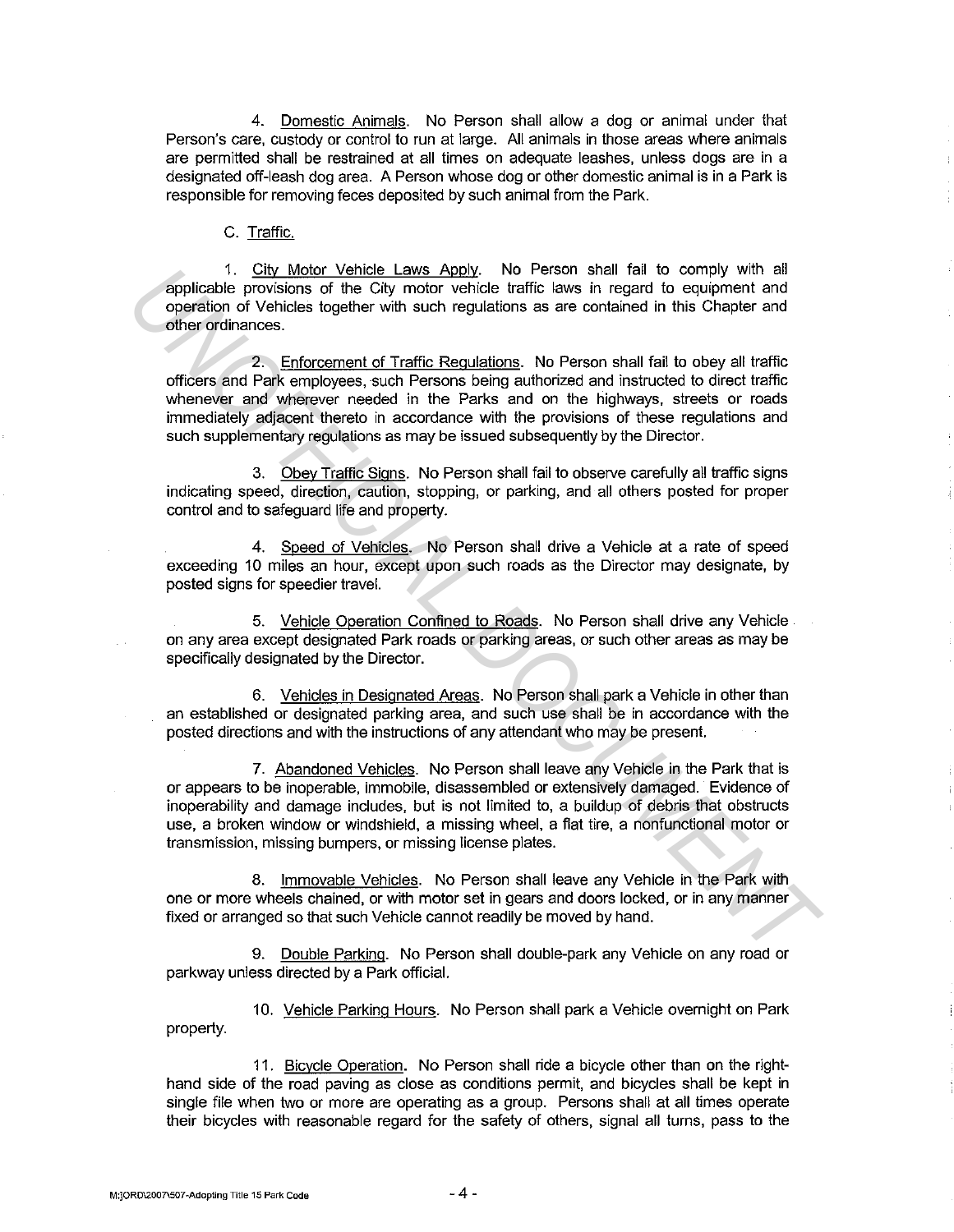4. Domestic Animals. No Person shall allow a dog or animal under that Person's care, custody or control to run at large. All animals in those areas where animals are permitted shall be restrained at all times on adequate leashes, unless dogs are in a designated off-leash dog area. A Person whose dog or other domestic animal is in a Park is responsible for removing feces deposited by such animal from the Park.

C. Traffic.

1. City Motor Vehicle Laws Apply. No Person shall fail to comply with all applicable provisions of the City motor vehicle traffic laws in regard to equipment and operation of Vehicles together with such regulations as are contained in this Chapter and other ordinances.

2. Enforcement of Traffic Regulations. No Person shall fail to obey all traffic officers and Park employees, such Persons being authorized and instructed to direct traffic whenever and wherever needed in the Parks and on the highways, streets or roads immediately adjacent thereto in accordance with the provisions of these regulations and such supplementary regulations as may be issued subsequently by the Director.

3. Obey Traffic Signs. No Person shall fail to observe carefully all traffic signs indicating speed, direction, caution, stopping, or parking, and all others posted for proper control and to safeguard life and property.

4. Speed of Vehicles. No Person shall drive a Vehicle at a rate of speed exceeding 10 miles an hour, except upon such roads as the Director may designate, by posted signs for speedier travel.

5. Vehicle Operation Confined to Roads. No Person shall drive any Vehicle on any area except designated Park roads or parking areas, or such other areas as may be specifically designated by the Director.

6. Vehicles in Designated Areas. No Person shall park a Vehicle in other than an established or designated parking area, and such use shall be in accordance with the posted directions and with the instructions of any attendant who may be present.

7. Abandoned Vehicles. No Person shall leave any Vehicle in the Park that is or appears to be inoperable, immobile, disassembled or extensively damaged. Evidence of inoperability and damage includes, but is not limited to, a buildup of debris that obstructs use, a broken window or windshield, a missing wheel, a flat tire, a nonfunctional motor or transmission, missing bumpers, or missing license plates.

8. Immovable Vehicles. No Person shall leave any Vehicle in the Park with one or more wheels chained, or with motor set in gears and doors locked, or in any manner fixed or arranged so that such Vehicle cannot readily be moved by hand.

9. Double Parking. No Person shall double-park any Vehicle on any road or parkway unless directed by a Park official.

10. Vehicle Parking Hours. No Person shall park a Vehicle overnight on Park property.

11. Bicycle Operation. No Person shall ride a bicycle other than on the right-hand side of the road paving as close as conditions permit, and bicycles shall be kept in single file when two or more are operating as a group. Persons shall at all times operate their bicycles with reasonable regard for the safety of others, signal all turns, pass to the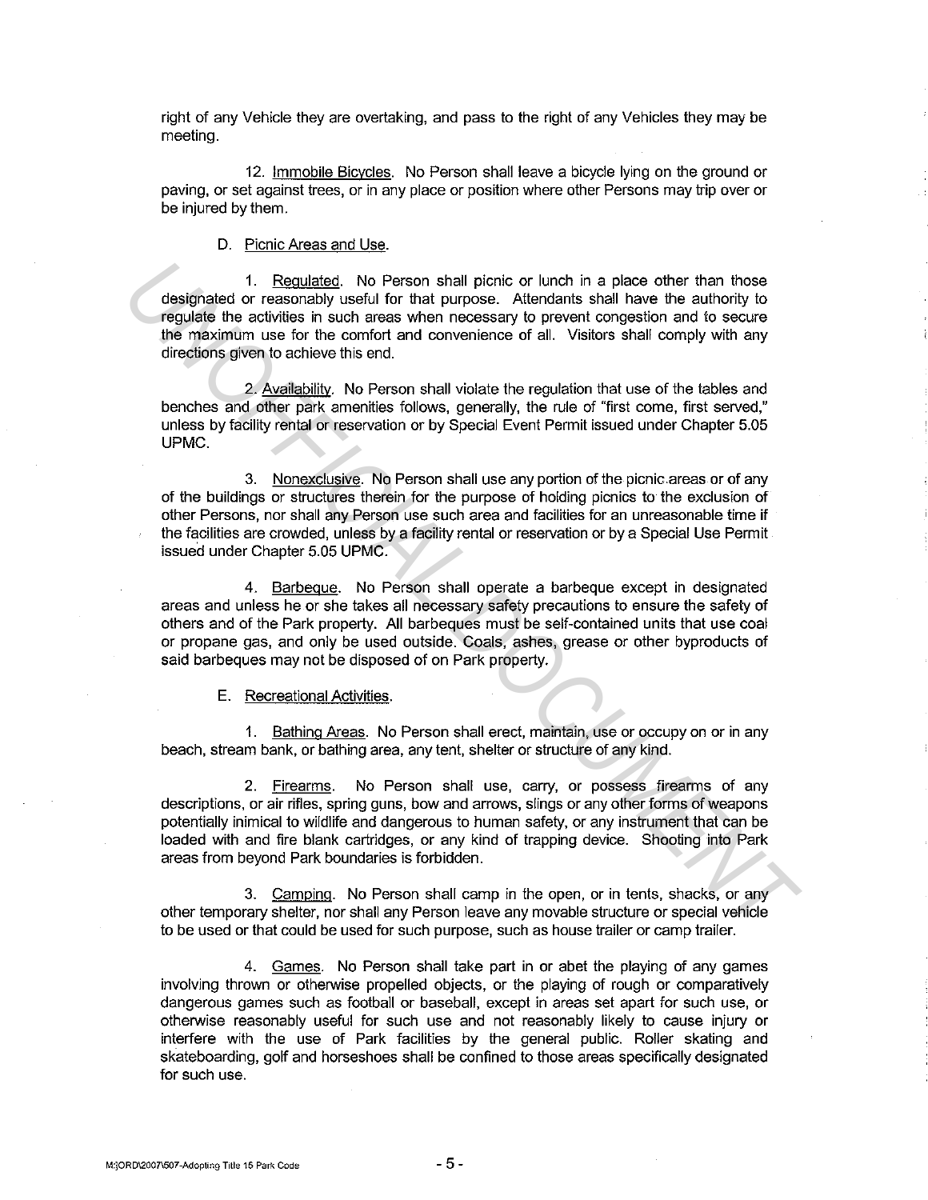right of any Vehicle they are overtaking, and pass to the right of any Vehicles they may be meeting.

12. Immobile Bicycles. No Person shall leave a bicycle lying on the ground or paving, or set against trees, or in any place or position where other Persons may trip over or be injured by them.

D. Picnic Areas and Use.

1. Regulated. No Person shall picnic or lunch in a place other than those designated or reasonably useful for that purpose. Attendants shall have the authority to regulate the activities in such areas when necessary to prevent congestion and to secure the maximum use for the comfort and convenience of all. Visitors shall comply with any directions given to achieve this end.

2. Availability. No Person shall violate the regulation that use of the tables and benches and other park amenities follows, generally, the rule of "first come, first served," unless by facility rental or reservation or by Special Event Permit issued under Chapter 5.05 UPMC.

3. Nonexclusive. No Person shall use any portion of the picnic areas or of any of the buildings or structures therein for the purpose of holding picnics to the exclusion of other Persons, nor shall any Person use such area and facilities for an unreasonable time if the facilities are crowded, unless by a facility rental or reservation or by a Special Use Permit issued under Chapter 5.05 UPMC.

4. Barbeque. No Person shall operate a barbeque except in designated areas and unless he or she takes all necessary safety precautions to ensure the safety of others and of the Park property. All barbeques must be self-contained units that use coal or propane gas, and only be used outside. Coals, ashes, grease or other byproducts of said barbeques may not be disposed of on Park property.

E. Recreational Activities.

1. Bathing Areas. No Person shall erect, maintain, use or occupy on or in any beach, stream bank, or bathing area, any tent, shelter or structure of any kind.

2. Firearms. No Person shall use, carry, or possess firearms of any descriptions, or air rifles, spring guns, bow and arrows, slings or any other forms of weapons potentially inimical to wildlife and dangerous to human safety, or any instrument that can be loaded with and fire blank cartridges, or any kind of trapping device. Shooting into Park areas from beyond Park boundaries is forbidden.

3. Camping. No Person shall camp in the open, or in tents, shacks, or any other temporary shelter, nor shall any Person leave any movable structure or special vehicle to be used or that could be used for such purpose, such as house trailer or camp trailer.

4. Games. No Person shall take part in or abet the playing of any games involving thrown or otherwise propelled objects, or the playing of rough or comparatively dangerous games such as football or baseball, except in areas set apart for such use, or otherwise reasonably useful for such use and not reasonably likely to cause injury or interfere with the use of Park facilities by the general public. Roller skating and skateboarding, golf and horseshoes shall be confined to those areas specifically designated for such use.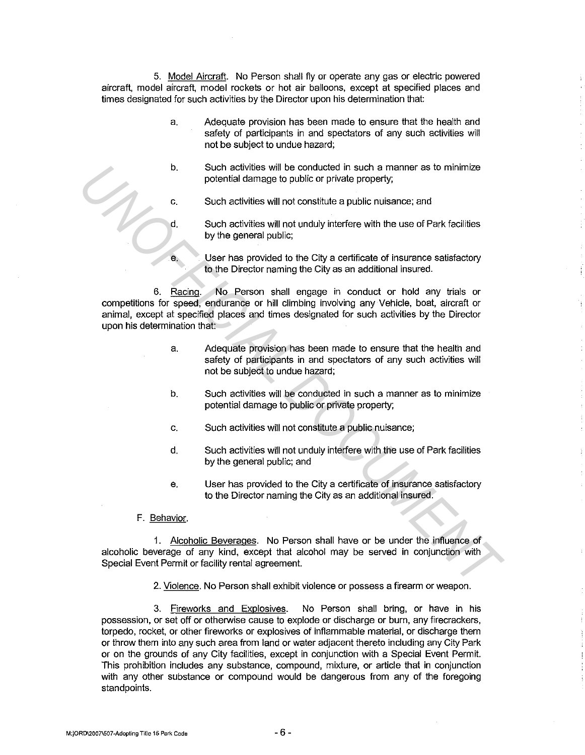5. Model Aircraft. No Person shall fly or operate any gas or electric powered aircraft, model aircraft, model rockets or hot air balloons, except at specified places and times designated for such activities by the Director upon his determination that:

a. Adequate provision has been made to ensure that the health and safety of participants in and spectators of any such activities will not be subject to undue hazard;

b. Such activities will be conducted in such a manner as to minimize potential damage to public or private property;

c. Such activities will not constitute a public nuisance; and

d. Such activities will not unduly interfere with the use of Park facilities by the general public;

e. User has provided to the City a certificate of insurance satisfactory to the Director naming the City as an additional insured.

6. Racing. No Person shall engage in conduct or hold any trials or competitions for speed, endurance or hill climbing involving any Vehicle, boat, aircraft or animal, except at specified places and times designated for such activities by the Director upon his determination that:

a. Adequate provision has been made to ensure that the health and safety of participants in and spectators of any such activities will not be subject to undue hazard;

b. Such activities will be conducted in such a manner as to minimize potential damage to public or private property;

c. Such activities will not constitute a public nuisance;

d. Such activities will not unduly interfere with the use of Park facilities by the general public; and

e. User has provided to the City a certificate of insurance satisfactory to the Director naming the City as an additional insured.

F. Behavior.

1. Alcoholic Beverages. No Person shall have or be under the influence of alcoholic beverage of any kind, except that alcohol may be served in conjunction with Special Event Permit or facility rental agreement.

2. Violence. No Person shall exhibit violence or possess a firearm or weapon.

3. Fireworks and Explosives. No Person shall bring, or have in his possession, or set off or otherwise cause to explode or discharge or burn, any firecrackers, torpedo, rocket, or other fireworks or explosives of inflammable material, or discharge them or throw them into any such area from land or water adjacent thereto including any City Park or on the grounds of any City facilities, except in conjunction with a Special Event Permit. This prohibition includes any substance, compound, mixture, or article that in conjunction with any other substance or compound would be dangerous from any of the foregoing standpoints.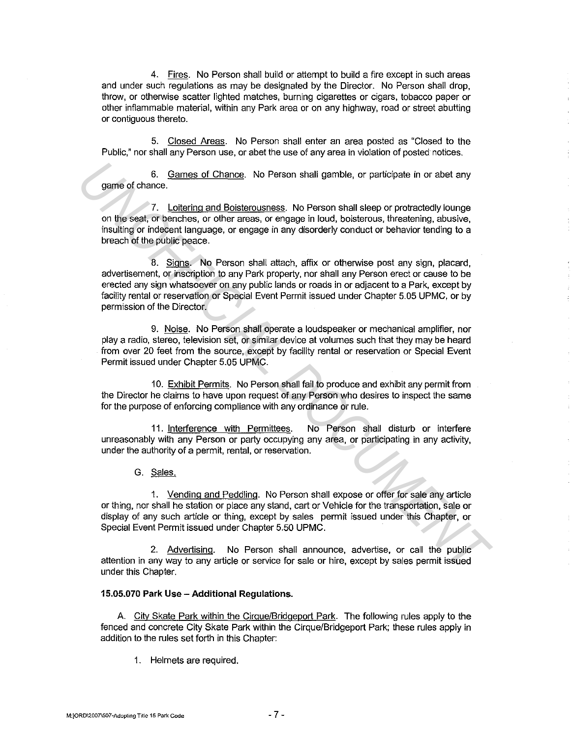4. Fires. No Person shall build or attempt to build a fire except in such areas and under such regulations as may be designated by the Director. No Person shall drop, throw, or otherwise scatter lighted matches, burning cigarettes or cigars, tobacco paper or other inflammable material, within any Park area or on any highway, road or street abutting or contiguous thereto.

5. Closed Areas. No Person shall enter an area posted as "Closed to the Public," nor shall any Person use, or abet the use of any area in violation of posted notices.

6. Games of Chance. No Person shall gamble, or participate in or abet any game of chance.

7. Loitering and Boisterousness. No Person shall sleep or protractedly lounge on the seat, or benches, or other areas, or engage in loud, boisterous, threatening, abusive, insulting or indecent language, or engage in any disorderly conduct or behavior tending to a breach of the public peace.

8. Signs. No Person shall attach, affix or otherwise post any sign, placard, advertisement, or inscription to any Park property, nor shall any Person erect or cause to be erected any sign whatsoever on any public lands or roads in or adjacent to a Park, except by facility rental or reservation or Special Event Permit issued under Chapter 5.05 UPMC, or by permission of the Director.

9. Noise. No Person shall operate a loudspeaker or mechanical amplifier, nor play a radio, stereo, television set, or similar device at volumes such that they may be heard from over 20 feet from the source, except by facility rental or reservation or Special Event Permit issued under Chapter 5.05 UPMC.

10. Exhibit Permits. No Person shall fail to produce and exhibit any permit from the Director he claims to have upon request of any Person who desires to inspect the same for the purpose of enforcing compliance with any ordinance or rule.

11. Interference with Permittees. No Person shall disturb or interfere unreasonably with any Person or party occupying any area, or participating in any activity, under the authority of a permit, rental, or reservation.

G. Sales.

1. Vending and Peddling. No Person shall expose or offer for sale any article or thing, nor shall he station or place any stand, cart or Vehicle for the transportation, sale or display of any such article or thing, except by sales permit issued under this Chapter, or Special Event Permit issued under Chapter 5.50 UPMC.

2. Advertising. No Person shall announce, advertise, or call the public attention in any way to any article or service for sale or hire, except by sales permit issued under this Chapter.

**15.05.070 Park Use – Additional Regulations.**

A. City Skate Park within the Cirque/Bridgeport Park. The following rules apply to the fenced and concrete City Skate Park within the Cirque/Bridgeport Park; these rules apply in addition to the rules set forth in this Chapter:

1. Helmets are required.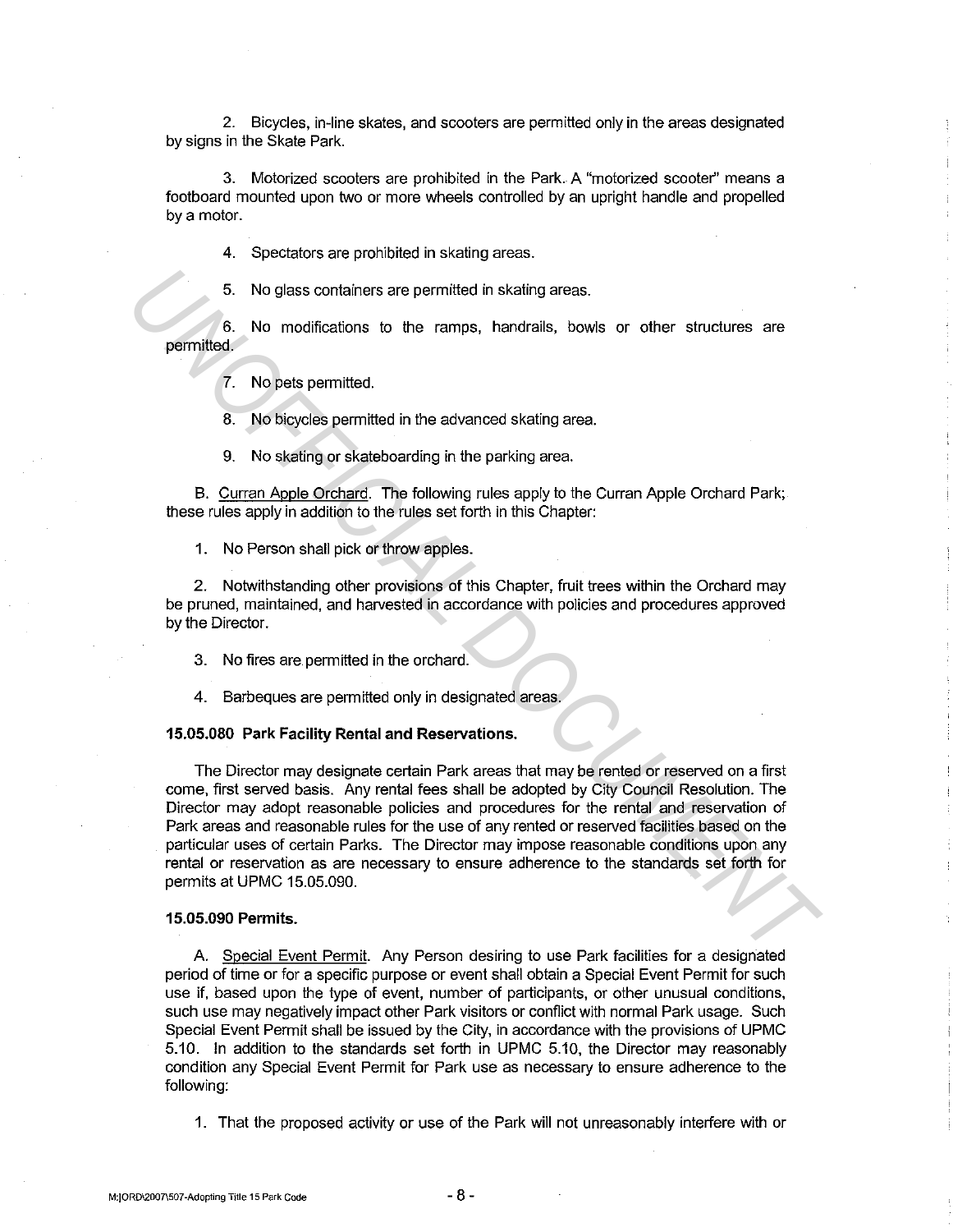2. Bicycles, in-line skates, and scooters are permitted only in the areas designated by signs in the Skate Park.

3. Motorized scooters are prohibited in the Park. A "motorized scooter" means a footboard mounted upon two or more wheels controlled by an upright handle and propelled by a motor.

4. Spectators are prohibited in skating areas.

5. No glass containers are permitted in skating areas.

6. No modifications to the ramps, handrails, bowls or other structures are permitted.

7. No pets permitted.

8. No bicycles permitted in the advanced skating area.

9. No skating or skateboarding in the parking area.

B. Curran Apple Orchard. The following rules apply to the Curran Apple Orchard Park; these rules apply in addition to the rules set forth in this Chapter:

1. No Person shall pick or throw apples.

2. Notwithstanding other provisions of this Chapter, fruit trees within the Orchard may be pruned, maintained, and harvested in accordance with policies and procedures approved by the Director.

3. No fires are permitted in the orchard.

4. Barbeques are permitted only in designated areas.

**15.05.080 Park Facility Rental and Reservations.**

The Director may designate certain Park areas that may be rented or reserved on a first come, first served basis. Any rental fees shall be adopted by City Council Resolution. The Director may adopt reasonable policies and procedures for the rental and reservation of Park areas and reasonable rules for the use of any rented or reserved facilities based on the particular uses of certain Parks. The Director may impose reasonable conditions upon any rental or reservation as are necessary to ensure adherence to the standards set forth for permits at UPMC 15.05.090.

**15.05.090 Permits.**

A. Special Event Permit. Any Person desiring to use Park facilities for a designated period of time or for a specific purpose or event shall obtain a Special Event Permit for such use if, based upon the type of event, number of participants, or other unusual conditions, such use may negatively impact other Park visitors or conflict with normal Park usage. Such Special Event Permit shall be issued by the City, in accordance with the provisions of UPMC 5.10. In addition to the standards set forth in UPMC 5.10, the Director may reasonably condition any Special Event Permit for Park use as necessary to ensure adherence to the following:

1. That the proposed activity or use of the Park will not unreasonably interfere with or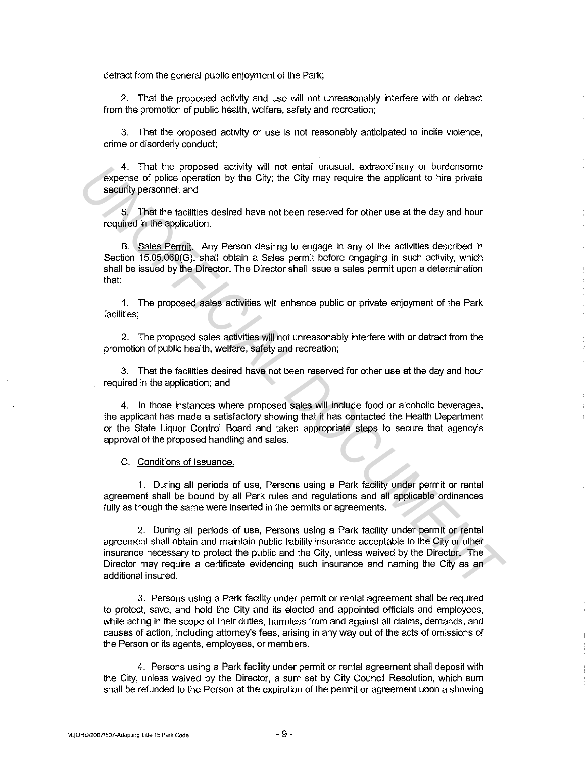detract from the general public enjoyment of the Park;

2. That the proposed activity and use will not unreasonably interfere with or detract from the promotion of public health, welfare, safety and recreation;

3. That the proposed activity or use is not reasonably anticipated to incite violence, crime or disorderly conduct;

4. That the proposed activity will not entail unusual, extraordinary or burdensome expense of police operation by the City; the City may require the applicant to hire private security personnel; and

5. That the facilities desired have not been reserved for other use at the day and hour required in the application.

B. Sales Permit. Any Person desiring to engage in any of the activities described in Section 15.05.060(G), shall obtain a Sales permit before engaging in such activity, which shall be issued by the Director. The Director shall issue a sales permit upon a determination that:

1. The proposed sales activities will enhance public or private enjoyment of the Park facilities;

2. The proposed sales activities will not unreasonably interfere with or detract from the promotion of public health, welfare, safety and recreation;

3. That the facilities desired have not been reserved for other use at the day and hour required in the application; and

4. In those instances where proposed sales will include food or alcoholic beverages, the applicant has made a satisfactory showing that it has contacted the Health Department or the State Liquor Control Board and taken appropriate steps to secure that agency's approval of the proposed handling and sales.

C. Conditions of Issuance.

1. During all periods of use, Persons using a Park facility under permit or rental agreement shall be bound by all Park rules and regulations and all applicable ordinances fully as though the same were inserted in the permits or agreements.

2. During all periods of use, Persons using a Park facility under permit or rental agreement shall obtain and maintain public liability insurance acceptable to the City or other insurance necessary to protect the public and the City, unless waived by the Director. The Director may require a certificate evidencing such insurance and naming the City as an additional insured.

3. Persons using a Park facility under permit or rental agreement shall be required to protect, save, and hold the City and its elected and appointed officials and employees, while acting in the scope of their duties, harmless from and against all claims, demands, and causes of action, including attorney's fees, arising in any way out of the acts of omissions of the Person or its agents, employees, or members.

4. Persons using a Park facility under permit or rental agreement shall deposit with the City, unless waived by the Director, a sum set by City Council Resolution, which sum shall be refunded to the Person at the expiration of the permit or agreement upon a showing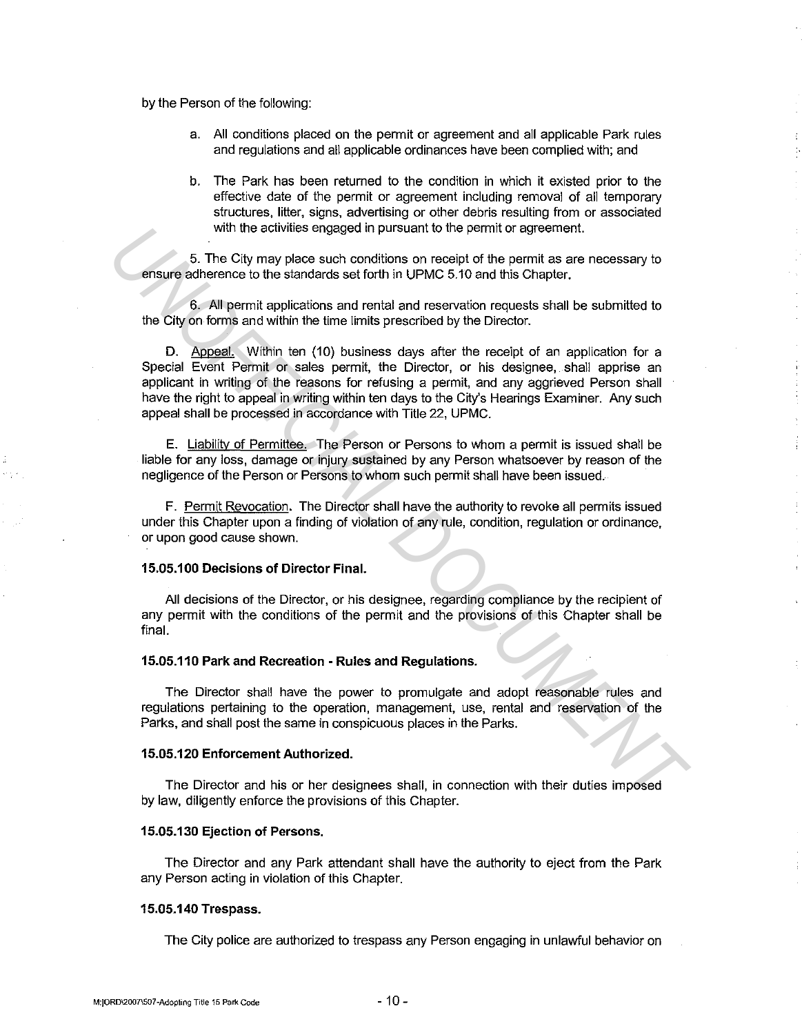by the Person of the following:

a. All conditions placed on the permit or agreement and all applicable Park rules and regulations and all applicable ordinances have been complied with; and

b. The Park has been returned to the condition in which it existed prior to the effective date of the permit or agreement including removal of all temporary structures, litter, signs, advertising or other debris resulting from or associated with the activities engaged in pursuant to the permit or agreement.

5. The City may place such conditions on receipt of the permit as are necessary to ensure adherence to the standards set forth in UPMC 5.10 and this Chapter.

6. All permit applications and rental and reservation requests shall be submitted to the City on forms and within the time limits prescribed by the Director.

D. Appeal. Within ten (10) business days after the receipt of an application for a Special Event Permit or sales permit, the Director, or his designee, shall apprise an applicant in writing of the reasons for refusing a permit, and any aggrieved Person shall have the right to appeal in writing within ten days to the City's Hearings Examiner. Any such appeal shall be processed in accordance with Title 22, UPMC.

E. Liability of Permittee. The Person or Persons to whom a permit is issued shall be liable for any loss, damage or injury sustained by any Person whatsoever by reason of the negligence of the Person or Persons to whom such permit shall have been issued.

F. Permit Revocation. The Director shall have the authority to revoke all permits issued under this Chapter upon a finding of violation of any rule, condition, regulation or ordinance, or upon good cause shown.

**15.05.100 Decisions of Director Final.**

All decisions of the Director, or his designee, regarding compliance by the recipient of any permit with the conditions of the permit and the provisions of this Chapter shall be final.

**15.05.110 Park and Recreation - Rules and Regulations.**

The Director shall have the power to promulgate and adopt reasonable rules and regulations pertaining to the operation, management, use, rental and reservation of the Parks, and shall post the same in conspicuous places in the Parks.

**15.05.120 Enforcement Authorized.**

The Director and his or her designees shall, in connection with their duties imposed by law, diligently enforce the provisions of this Chapter.

**15.05.130 Ejection of Persons.**

The Director and any Park attendant shall have the authority to eject from the Park any Person acting in violation of this Chapter.

**15.05.140 Trespass.**

The City police are authorized to trespass any Person engaging in unlawful behavior on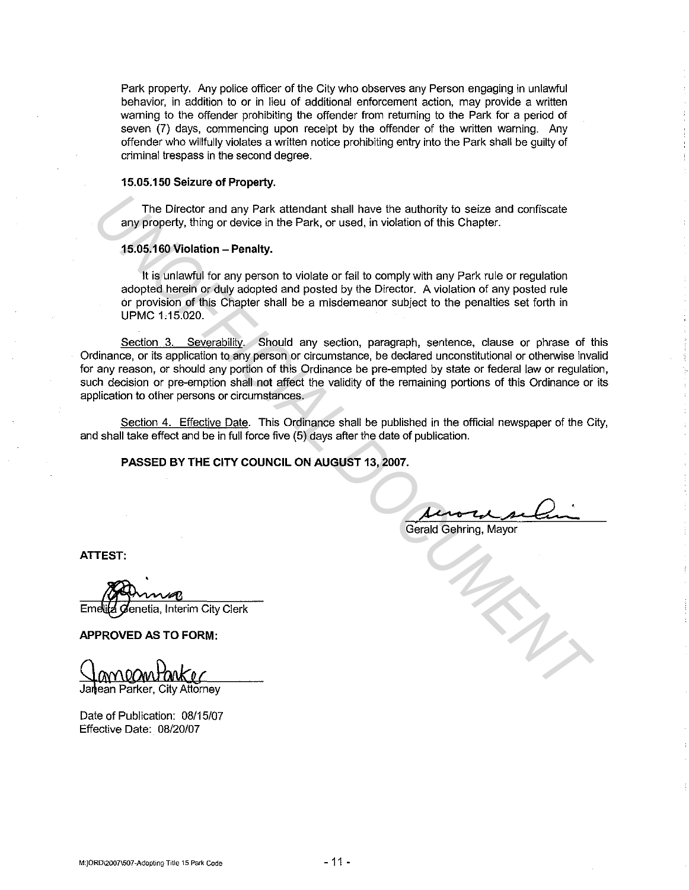Park property. Any police officer of the City who observes any Person engaging in unlawful behavior, in addition to or in lieu of additional enforcement action, may provide a written warning to the offender prohibiting the offender from returning to the Park for a period of seven (7) days, commencing upon receipt by the offender of the written warning. Any offender who willfully violates a written notice prohibiting entry into the Park shall be guilty of criminal trespass in the second degree.

**15.05.150 Seizure of Property.**

The Director and any Park attendant shall have the authority to seize and confiscate any property, thing or device in the Park, or used, in violation of this Chapter.

**15.05.160 Violation – Penalty.**

It is unlawful for any person to violate or fail to comply with any Park rule or regulation adopted herein or duly adopted and posted by the Director. A violation of any posted rule or provision of this Chapter shall be a misdemeanor subject to the penalties set forth in UPMC 1.15.020.

Section 3. Severability. Should any section, paragraph, sentence, clause or phrase of this Ordinance, or its application to any person or circumstance, be declared unconstitutional or otherwise invalid for any reason, or should any portion of this Ordinance be pre-empted by state or federal law or regulation, such decision or pre-emption shall not affect the validity of the remaining portions of this Ordinance or its application to other persons or circumstances.

Section 4. Effective Date. This Ordinance shall be published in the official newspaper of the City, and shall take effect and be in full force five (5) days after the date of publication.

**PASSED BY THE CITY COUNCIL ON AUGUST 13, 2007.**

Gerald Gehring, Mayor

**ATTEST:**

Emelita Genetia, Interim City Clerk

**APPROVED AS TO FORM:**

Janean Parker, City Attorney

Date of Publication: 08/15/07
Effective Date: 08/20/07

M:JORD\2007\507-Adopting Title 15 Park Code